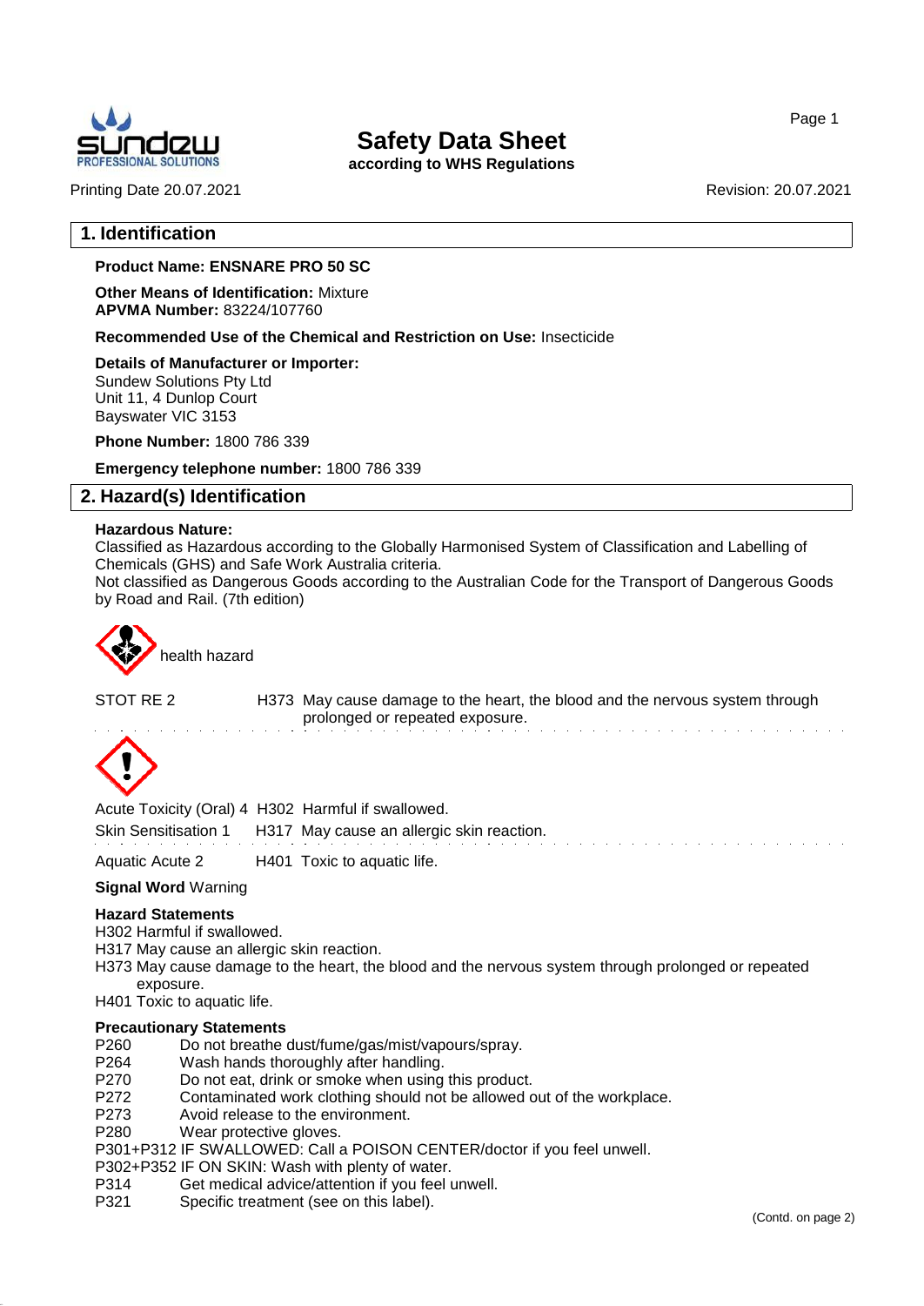# Safety Data Sheet

**according to WHS Regulations**

Printing Date 20.07.2021 Revision: 20.07.2021

## 1. Identification

**Product Name: ENSNARE PRO 50 SC**

**Other Means of Identification:** Mixture
**APVMA Number:** 83224/107760

**Recommended Use of the Chemical and Restriction on Use:** Insecticide

**Details of Manufacturer or Importer:**
Sundew Solutions Pty Ltd
Unit 11, 4 Dunlop Court
Bayswater VIC 3153

**Phone Number:** 1800 786 339

**Emergency telephone number:** 1800 786 339

## 2. Hazard(s) Identification

**Hazardous Nature:**
Classified as Hazardous according to the Globally Harmonised System of Classification and Labelling of Chemicals (GHS) and Safe Work Australia criteria.
Not classified as Dangerous Goods according to the Australian Code for the Transport of Dangerous Goods by Road and Rail. (7th edition)

health hazard

STOT RE 2 — H373 May cause damage to the heart, the blood and the nervous system through prolonged or repeated exposure.

Acute Toxicity (Oral) 4 — H302 Harmful if swallowed.

Skin Sensitisation 1 — H317 May cause an allergic skin reaction.

Aquatic Acute 2 — H401 Toxic to aquatic life.

**Signal Word** Warning

**Hazard Statements**
H302 Harmful if swallowed.
H317 May cause an allergic skin reaction.
H373 May cause damage to the heart, the blood and the nervous system through prolonged or repeated exposure.
H401 Toxic to aquatic life.

**Precautionary Statements**
P260 Do not breathe dust/fume/gas/mist/vapours/spray.
P264 Wash hands thoroughly after handling.
P270 Do not eat, drink or smoke when using this product.
P272 Contaminated work clothing should not be allowed out of the workplace.
P273 Avoid release to the environment.
P280 Wear protective gloves.
P301+P312 IF SWALLOWED: Call a POISON CENTER/doctor if you feel unwell.
P302+P352 IF ON SKIN: Wash with plenty of water.
P314 Get medical advice/attention if you feel unwell.
P321 Specific treatment (see on this label).

(Contd. on page 2)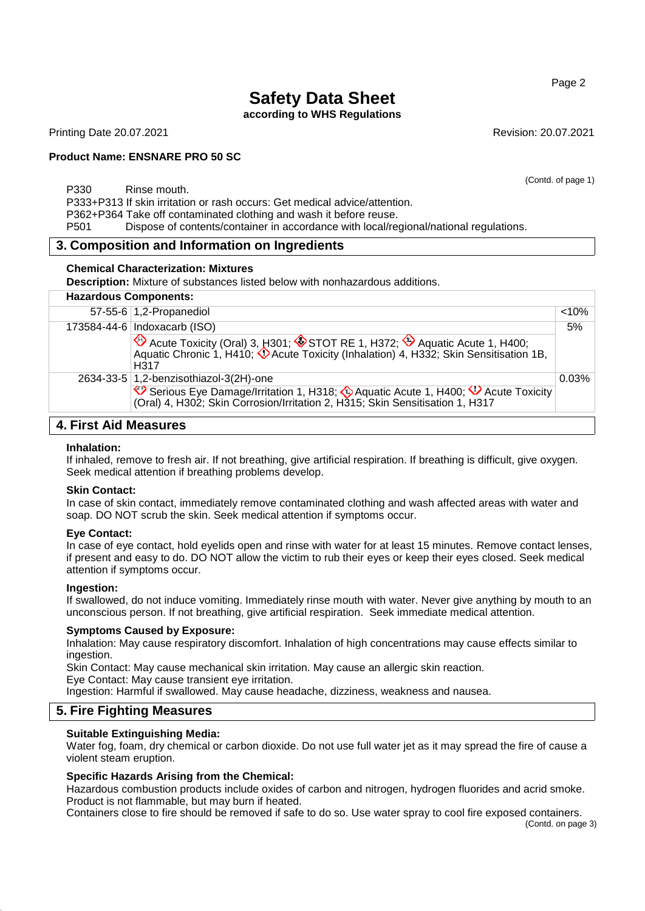# Safety Data Sheet

**according to WHS Regulations**

Printing Date 20.07.2021 Revision: 20.07.2021

**Product Name: ENSNARE PRO 50 SC**

(Contd. of page 1)

P330 Rinse mouth.
P333+P313 If skin irritation or rash occurs: Get medical advice/attention.
P362+P364 Take off contaminated clothing and wash it before reuse.
P501 Dispose of contents/container in accordance with local/regional/national regulations.

## 3. Composition and Information on Ingredients

**Chemical Characterization: Mixtures**

**Description:** Mixture of substances listed below with nonhazardous additions.

| **Hazardous Components:** | | |
|---|---|---|
| 57-55-6 | 1,2-Propanediol | <10% |
| 173584-44-6 | Indoxacarb (ISO)<br>Acute Toxicity (Oral) 3, H301; STOT RE 1, H372; Aquatic Acute 1, H400; Aquatic Chronic 1, H410; Acute Toxicity (Inhalation) 4, H332; Skin Sensitisation 1B, H317 | 5% |
| 2634-33-5 | 1,2-benzisothiazol-3(2H)-one<br>Serious Eye Damage/Irritation 1, H318; Aquatic Acute 1, H400; Acute Toxicity (Oral) 4, H302; Skin Corrosion/Irritation 2, H315; Skin Sensitisation 1, H317 | 0.03% |

## 4. First Aid Measures

**Inhalation:**
If inhaled, remove to fresh air. If not breathing, give artificial respiration. If breathing is difficult, give oxygen. Seek medical attention if breathing problems develop.

**Skin Contact:**
In case of skin contact, immediately remove contaminated clothing and wash affected areas with water and soap. DO NOT scrub the skin. Seek medical attention if symptoms occur.

**Eye Contact:**
In case of eye contact, hold eyelids open and rinse with water for at least 15 minutes. Remove contact lenses, if present and easy to do. DO NOT allow the victim to rub their eyes or keep their eyes closed. Seek medical attention if symptoms occur.

**Ingestion:**
If swallowed, do not induce vomiting. Immediately rinse mouth with water. Never give anything by mouth to an unconscious person. If not breathing, give artificial respiration. Seek immediate medical attention.

**Symptoms Caused by Exposure:**
Inhalation: May cause respiratory discomfort. Inhalation of high concentrations may cause effects similar to ingestion.
Skin Contact: May cause mechanical skin irritation. May cause an allergic skin reaction.
Eye Contact: May cause transient eye irritation.
Ingestion: Harmful if swallowed. May cause headache, dizziness, weakness and nausea.

## 5. Fire Fighting Measures

**Suitable Extinguishing Media:**
Water fog, foam, dry chemical or carbon dioxide. Do not use full water jet as it may spread the fire of cause a violent steam eruption.

**Specific Hazards Arising from the Chemical:**
Hazardous combustion products include oxides of carbon and nitrogen, hydrogen fluorides and acrid smoke.
Product is not flammable, but may burn if heated.
Containers close to fire should be removed if safe to do so. Use water spray to cool fire exposed containers.

(Contd. on page 3)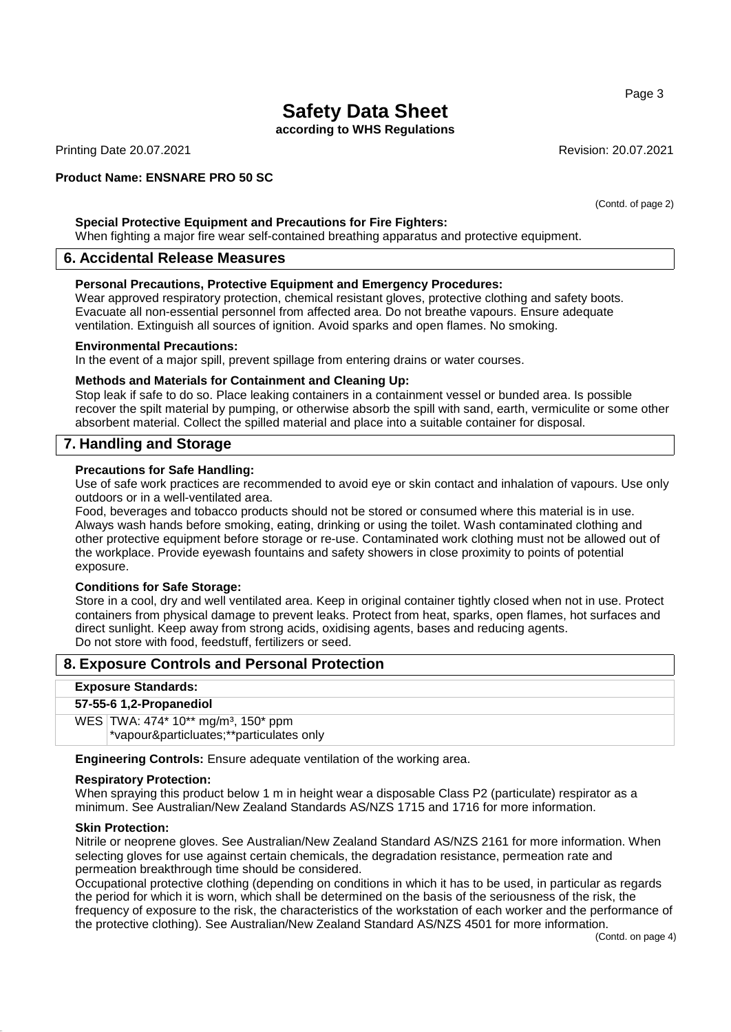**Safety Data Sheet**

**according to WHS Regulations**

Printing Date 20.07.2021 Revision: 20.07.2021

**Product Name: ENSNARE PRO 50 SC**

(Contd. of page 2)

**Special Protective Equipment and Precautions for Fire Fighters:**
When fighting a major fire wear self-contained breathing apparatus and protective equipment.

## 6. Accidental Release Measures

**Personal Precautions, Protective Equipment and Emergency Procedures:**
Wear approved respiratory protection, chemical resistant gloves, protective clothing and safety boots. Evacuate all non-essential personnel from affected area. Do not breathe vapours. Ensure adequate ventilation. Extinguish all sources of ignition. Avoid sparks and open flames. No smoking.

**Environmental Precautions:**
In the event of a major spill, prevent spillage from entering drains or water courses.

**Methods and Materials for Containment and Cleaning Up:**
Stop leak if safe to do so. Place leaking containers in a containment vessel or bunded area. Is possible recover the spilt material by pumping, or otherwise absorb the spill with sand, earth, vermiculite or some other absorbent material. Collect the spilled material and place into a suitable container for disposal.

## 7. Handling and Storage

**Precautions for Safe Handling:**
Use of safe work practices are recommended to avoid eye or skin contact and inhalation of vapours. Use only outdoors or in a well-ventilated area.
Food, beverages and tobacco products should not be stored or consumed where this material is in use. Always wash hands before smoking, eating, drinking or using the toilet. Wash contaminated clothing and other protective equipment before storage or re-use. Contaminated work clothing must not be allowed out of the workplace. Provide eyewash fountains and safety showers in close proximity to points of potential exposure.

**Conditions for Safe Storage:**
Store in a cool, dry and well ventilated area. Keep in original container tightly closed when not in use. Protect containers from physical damage to prevent leaks. Protect from heat, sparks, open flames, hot surfaces and direct sunlight. Keep away from strong acids, oxidising agents, bases and reducing agents.
Do not store with food, feedstuff, fertilizers or seed.

## 8. Exposure Controls and Personal Protection

| **Exposure Standards:** | |
|---|---|
| **57-55-6 1,2-Propanediol** | |
| WES | TWA: 474* 10** mg/m³, 150* ppm<br>*vapour&particluates;**particulates only |

**Engineering Controls:** Ensure adequate ventilation of the working area.

**Respiratory Protection:**
When spraying this product below 1 m in height wear a disposable Class P2 (particulate) respirator as a minimum. See Australian/New Zealand Standards AS/NZS 1715 and 1716 for more information.

**Skin Protection:**
Nitrile or neoprene gloves. See Australian/New Zealand Standard AS/NZS 2161 for more information. When selecting gloves for use against certain chemicals, the degradation resistance, permeation rate and permeation breakthrough time should be considered.
Occupational protective clothing (depending on conditions in which it has to be used, in particular as regards the period for which it is worn, which shall be determined on the basis of the seriousness of the risk, the frequency of exposure to the risk, the characteristics of the workstation of each worker and the performance of the protective clothing). See Australian/New Zealand Standard AS/NZS 4501 for more information.

(Contd. on page 4)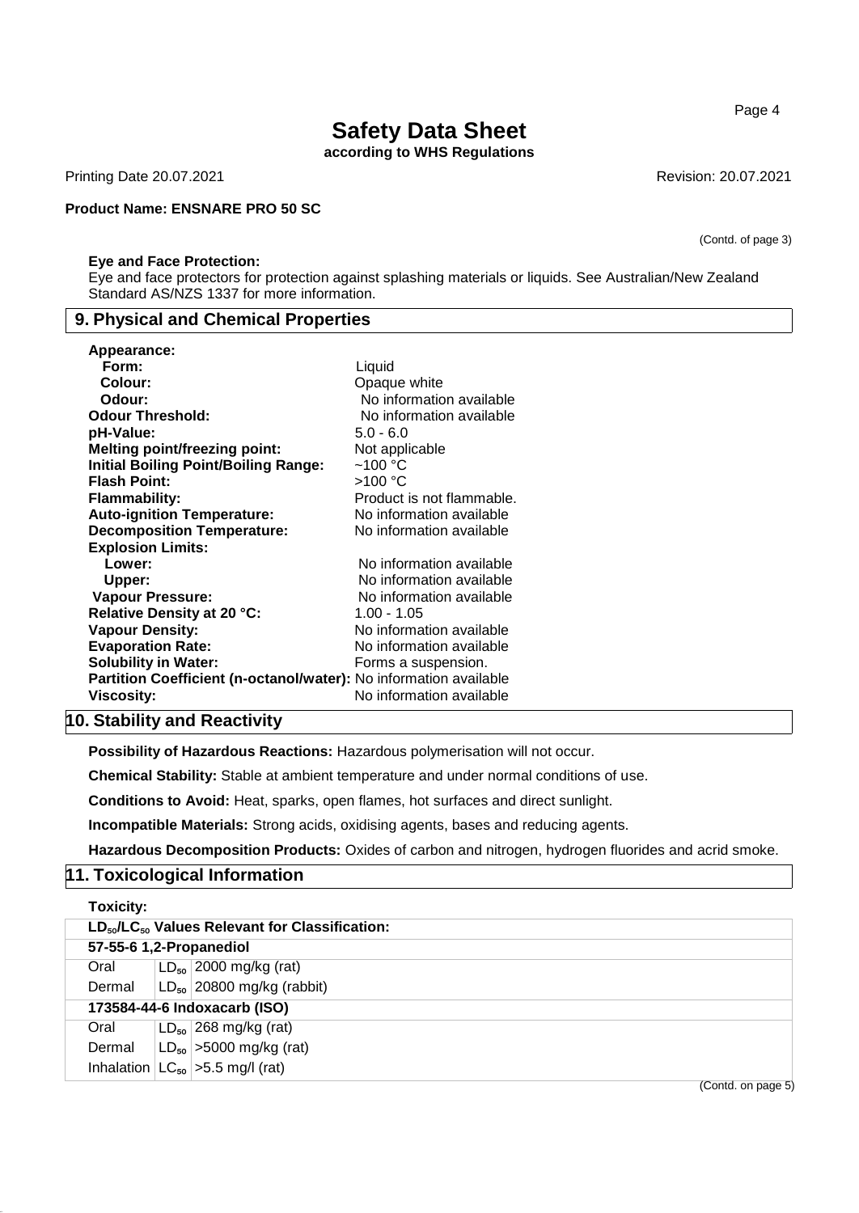**Product Name: ENSNARE PRO 50 SC**

(Contd. of page 3)

**Eye and Face Protection:**
Eye and face protectors for protection against splashing materials or liquids. See Australian/New Zealand Standard AS/NZS 1337 for more information.

## 9. Physical and Chemical Properties

**Appearance:**
- **Form:** Liquid
- **Colour:** Opaque white
- **Odour:** No information available

**Odour Threshold:** No information available
**pH-Value:** 5.0 - 6.0
**Melting point/freezing point:** Not applicable
**Initial Boiling Point/Boiling Range:** ~100 °C
**Flash Point:** >100 °C
**Flammability:** Product is not flammable.
**Auto-ignition Temperature:** No information available
**Decomposition Temperature:** No information available
**Explosion Limits:**
- **Lower:** No information available
- **Upper:** No information available

**Vapour Pressure:** No information available
**Relative Density at 20 °C:** 1.00 - 1.05
**Vapour Density:** No information available
**Evaporation Rate:** No information available
**Solubility in Water:** Forms a suspension.
**Partition Coefficient (n-octanol/water):** No information available
**Viscosity:** No information available

## 10. Stability and Reactivity

**Possibility of Hazardous Reactions:** Hazardous polymerisation will not occur.

**Chemical Stability:** Stable at ambient temperature and under normal conditions of use.

**Conditions to Avoid:** Heat, sparks, open flames, hot surfaces and direct sunlight.

**Incompatible Materials:** Strong acids, oxidising agents, bases and reducing agents.

**Hazardous Decomposition Products:** Oxides of carbon and nitrogen, hydrogen fluorides and acrid smoke.

## 11. Toxicological Information

**Toxicity:**

| $LD_{50}/LC_{50}$ Values Relevant for Classification: | | |
|---|---|---|
| **57-55-6 1,2-Propanediol** | | |
| Oral | $LD_{50}$ | 2000 mg/kg (rat) |
| Dermal | $LD_{50}$ | 20800 mg/kg (rabbit) |
| **173584-44-6 Indoxacarb (ISO)** | | |
| Oral | $LD_{50}$ | 268 mg/kg (rat) |
| Dermal | $LD_{50}$ | >5000 mg/kg (rat) |
| Inhalation | $LC_{50}$ | >5.5 mg/l (rat) |

(Contd. on page 5)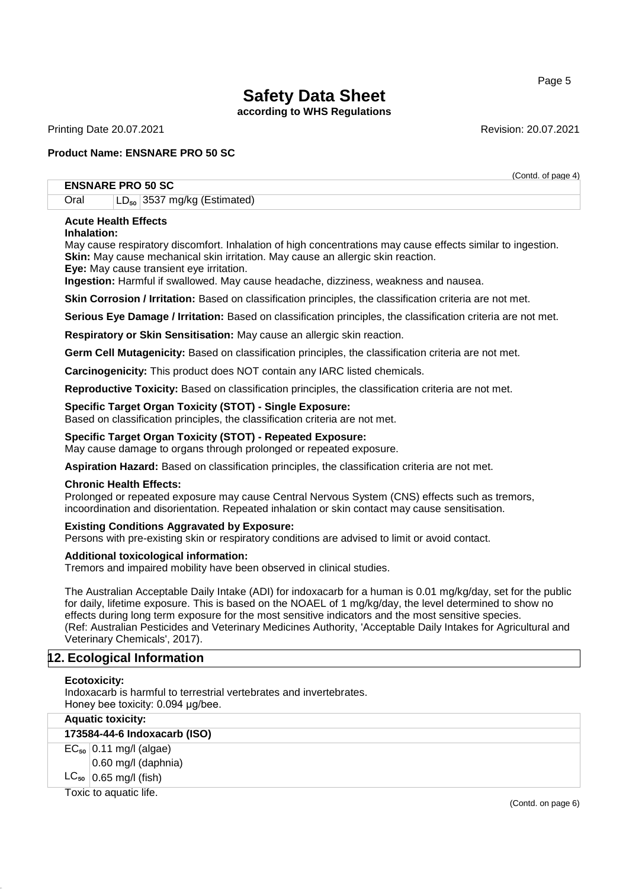(Contd. of page 4)

| ENSNARE PRO 50 SC | | |
|---|---|---|
| Oral | $LD_{50}$ | 3537 mg/kg (Estimated) |

**Acute Health Effects**

**Inhalation:**
May cause respiratory discomfort. Inhalation of high concentrations may cause effects similar to ingestion.
**Skin:** May cause mechanical skin irritation. May cause an allergic skin reaction.
**Eye:** May cause transient eye irritation.
**Ingestion:** Harmful if swallowed. May cause headache, dizziness, weakness and nausea.

**Skin Corrosion / Irritation:** Based on classification principles, the classification criteria are not met.

**Serious Eye Damage / Irritation:** Based on classification principles, the classification criteria are not met.

**Respiratory or Skin Sensitisation:** May cause an allergic skin reaction.

**Germ Cell Mutagenicity:** Based on classification principles, the classification criteria are not met.

**Carcinogenicity:** This product does NOT contain any IARC listed chemicals.

**Reproductive Toxicity:** Based on classification principles, the classification criteria are not met.

**Specific Target Organ Toxicity (STOT) - Single Exposure:**
Based on classification principles, the classification criteria are not met.

**Specific Target Organ Toxicity (STOT) - Repeated Exposure:**
May cause damage to organs through prolonged or repeated exposure.

**Aspiration Hazard:** Based on classification principles, the classification criteria are not met.

**Chronic Health Effects:**
Prolonged or repeated exposure may cause Central Nervous System (CNS) effects such as tremors, incoordination and disorientation. Repeated inhalation or skin contact may cause sensitisation.

**Existing Conditions Aggravated by Exposure:**
Persons with pre-existing skin or respiratory conditions are advised to limit or avoid contact.

**Additional toxicological information:**
Tremors and impaired mobility have been observed in clinical studies.

The Australian Acceptable Daily Intake (ADI) for indoxacarb for a human is 0.01 mg/kg/day, set for the public for daily, lifetime exposure. This is based on the NOAEL of 1 mg/kg/day, the level determined to show no effects during long term exposure for the most sensitive indicators and the most sensitive species.
(Ref: Australian Pesticides and Veterinary Medicines Authority, 'Acceptable Daily Intakes for Agricultural and Veterinary Chemicals', 2017).

## 12. Ecological Information

**Ecotoxicity:**
Indoxacarb is harmful to terrestrial vertebrates and invertebrates.
Honey bee toxicity: 0.094 µg/bee.

**Aquatic toxicity:**

| 173584-44-6 Indoxacarb (ISO) | |
|---|---|
| $EC_{50}$ | 0.11 mg/l (algae) |
| | 0.60 mg/l (daphnia) |
| $LC_{50}$ | 0.65 mg/l (fish) |

Toxic to aquatic life.

(Contd. on page 6)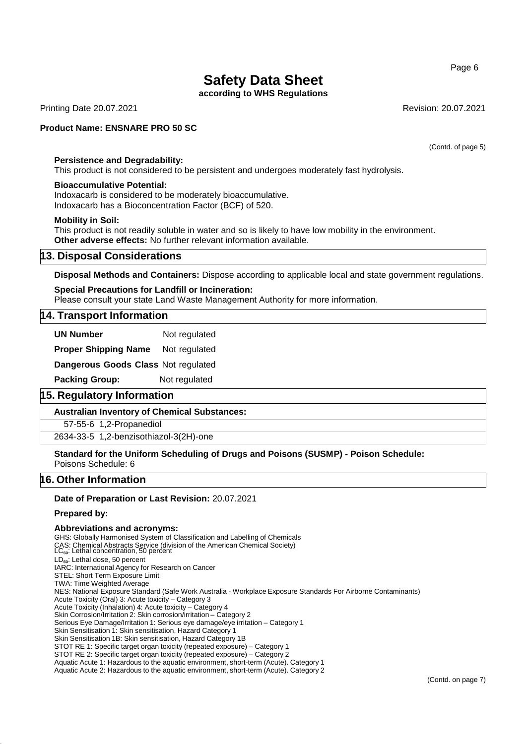(Contd. of page 5)

**Persistence and Degradability:**
This product is not considered to be persistent and undergoes moderately fast hydrolysis.

**Bioaccumulative Potential:**
Indoxacarb is considered to be moderately bioaccumulative.
Indoxacarb has a Bioconcentration Factor (BCF) of 520.

**Mobility in Soil:**
This product is not readily soluble in water and so is likely to have low mobility in the environment.
**Other adverse effects:** No further relevant information available.

## 13. Disposal Considerations

**Disposal Methods and Containers:** Dispose according to applicable local and state government regulations.

**Special Precautions for Landfill or Incineration:**
Please consult your state Land Waste Management Authority for more information.

## 14. Transport Information

**UN Number** Not regulated

**Proper Shipping Name** Not regulated

**Dangerous Goods Class** Not regulated

**Packing Group:** Not regulated

## 15. Regulatory Information

| Australian Inventory of Chemical Substances: | |
|---|---|
| 57-55-6 | 1,2-Propanediol |
| 2634-33-5 | 1,2-benzisothiazol-3(2H)-one |

**Standard for the Uniform Scheduling of Drugs and Poisons (SUSMP) - Poison Schedule:**
Poisons Schedule: 6

## 16. Other Information

**Date of Preparation or Last Revision:** 20.07.2021

**Prepared by:**

**Abbreviations and acronyms:**
GHS: Globally Harmonised System of Classification and Labelling of Chemicals
CAS: Chemical Abstracts Service (division of the American Chemical Society)
$LC_{50}$: Lethal concentration, 50 percent
$LD_{50}$: Lethal dose, 50 percent
IARC: International Agency for Research on Cancer
STEL: Short Term Exposure Limit
TWA: Time Weighted Average
NES: National Exposure Standard (Safe Work Australia - Workplace Exposure Standards For Airborne Contaminants)
Acute Toxicity (Oral) 3: Acute toxicity – Category 3
Acute Toxicity (Inhalation) 4: Acute toxicity – Category 4
Skin Corrosion/Irritation 2: Skin corrosion/irritation – Category 2
Serious Eye Damage/Irritation 1: Serious eye damage/eye irritation – Category 1
Skin Sensitisation 1: Skin sensitisation, Hazard Category 1
Skin Sensitisation 1B: Skin sensitisation, Hazard Category 1B
STOT RE 1: Specific target organ toxicity (repeated exposure) – Category 1
STOT RE 2: Specific target organ toxicity (repeated exposure) – Category 2
Aquatic Acute 1: Hazardous to the aquatic environment, short-term (Acute). Category 1
Aquatic Acute 2: Hazardous to the aquatic environment, short-term (Acute). Category 2

(Contd. on page 7)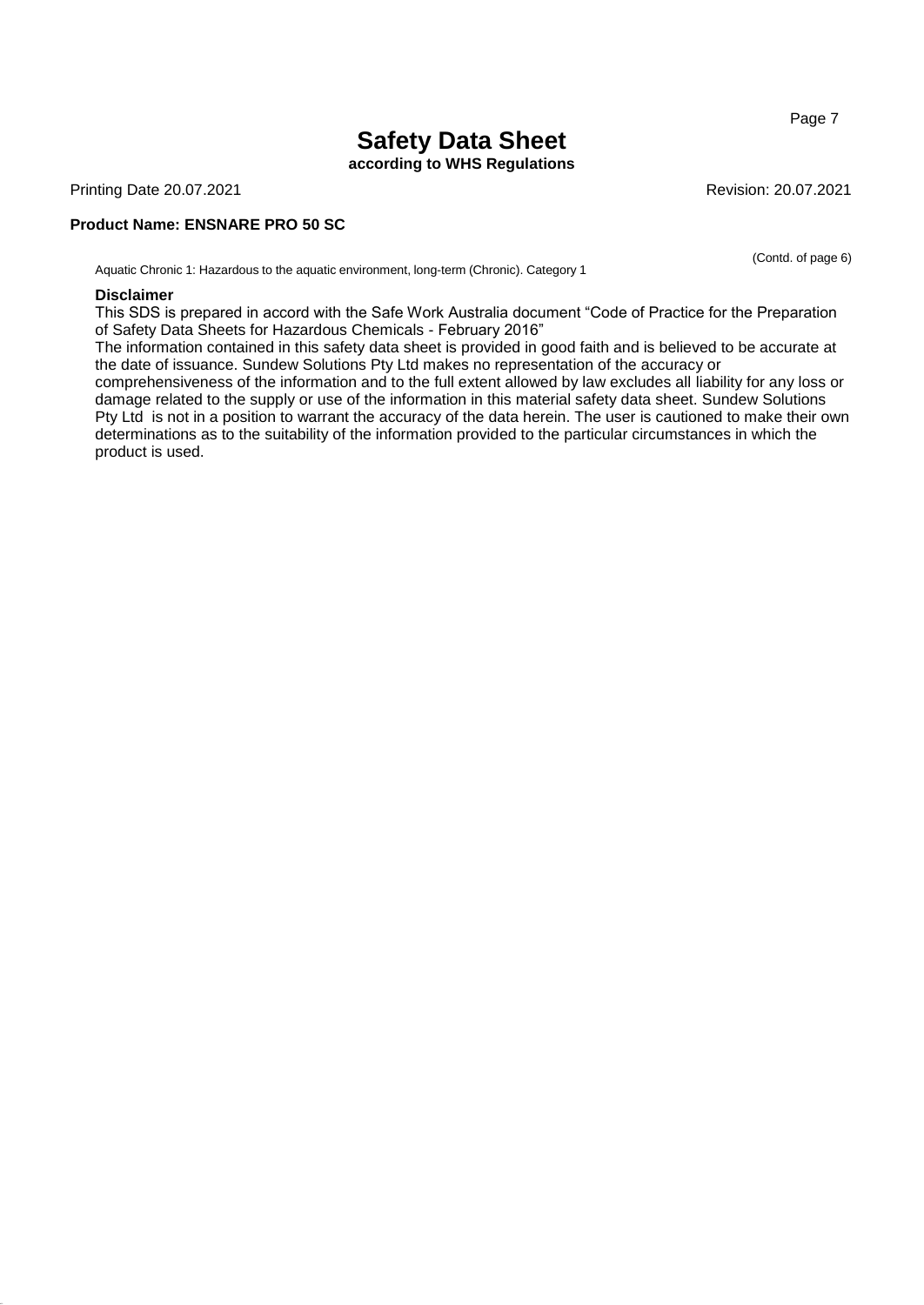(Contd. of page 6)

Aquatic Chronic 1: Hazardous to the aquatic environment, long-term (Chronic). Category 1

**Disclaimer**

This SDS is prepared in accord with the Safe Work Australia document "Code of Practice for the Preparation of Safety Data Sheets for Hazardous Chemicals - February 2016"

The information contained in this safety data sheet is provided in good faith and is believed to be accurate at the date of issuance. Sundew Solutions Pty Ltd makes no representation of the accuracy or comprehensiveness of the information and to the full extent allowed by law excludes all liability for any loss or damage related to the supply or use of the information in this material safety data sheet. Sundew Solutions Pty Ltd is not in a position to warrant the accuracy of the data herein. The user is cautioned to make their own determinations as to the suitability of the information provided to the particular circumstances in which the product is used.